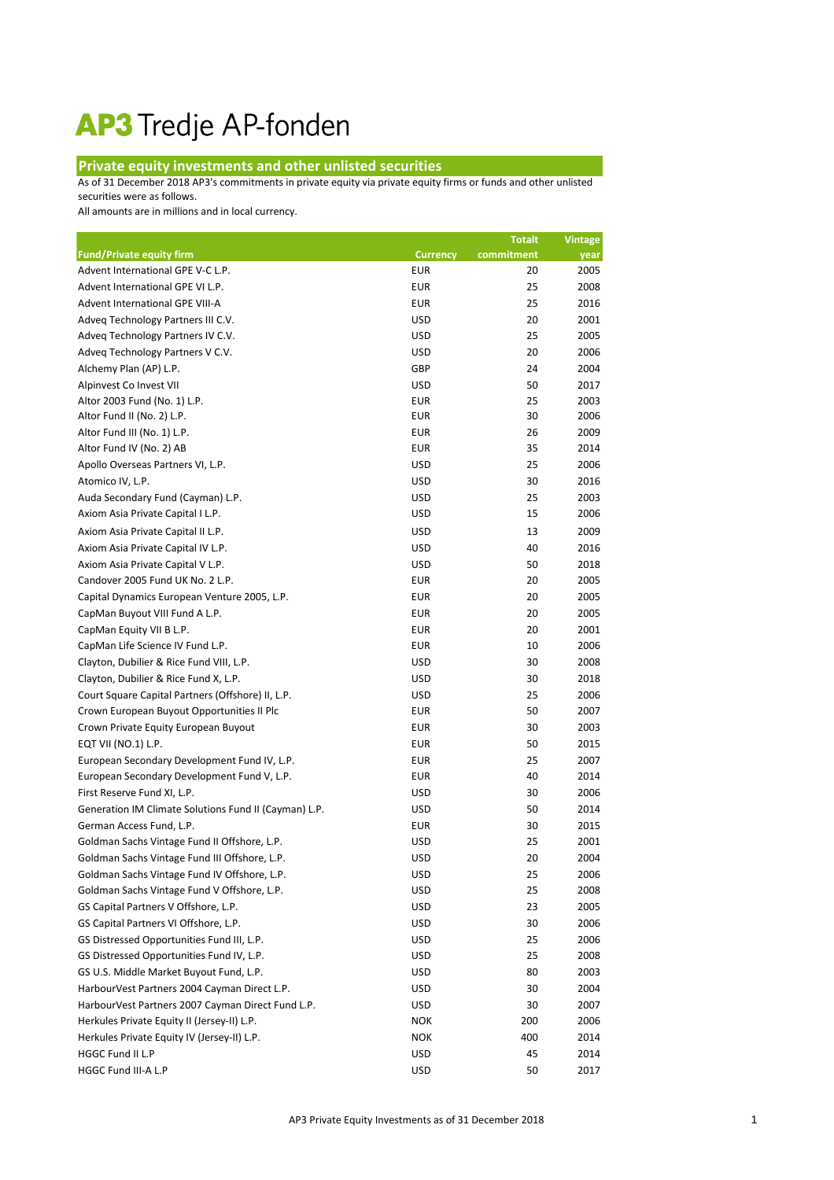# AP3 Tredje AP-fonden

## Private equity investments and other unlisted securities

As of 31 December 2018 AP3's commitments in private equity via private equity firms or funds and other unlisted securities were as follows.

All amounts are in millions and in local currency.

| Fund/Private equity firm | Currency | Totalt commitment | Vintage year |
|---|---|---|---|
| Advent International GPE V-C L.P. | EUR | 20 | 2005 |
| Advent International GPE VI L.P. | EUR | 25 | 2008 |
| Advent International GPE VIII-A | EUR | 25 | 2016 |
| Adveq Technology Partners III C.V. | USD | 20 | 2001 |
| Adveq Technology Partners IV C.V. | USD | 25 | 2005 |
| Adveq Technology Partners V C.V. | USD | 20 | 2006 |
| Alchemy Plan (AP) L.P. | GBP | 24 | 2004 |
| Alpinvest Co Invest VII | USD | 50 | 2017 |
| Altor 2003 Fund (No. 1) L.P. | EUR | 25 | 2003 |
| Altor Fund II (No. 2) L.P. | EUR | 30 | 2006 |
| Altor Fund III (No. 1) L.P. | EUR | 26 | 2009 |
| Altor Fund IV (No. 2) AB | EUR | 35 | 2014 |
| Apollo Overseas Partners VI, L.P. | USD | 25 | 2006 |
| Atomico IV, L.P. | USD | 30 | 2016 |
| Auda Secondary Fund (Cayman) L.P. | USD | 25 | 2003 |
| Axiom Asia Private Capital I L.P. | USD | 15 | 2006 |
| Axiom Asia Private Capital II L.P. | USD | 13 | 2009 |
| Axiom Asia Private Capital IV L.P. | USD | 40 | 2016 |
| Axiom Asia Private Capital V L.P. | USD | 50 | 2018 |
| Candover 2005 Fund UK No. 2 L.P. | EUR | 20 | 2005 |
| Capital Dynamics European Venture 2005, L.P. | EUR | 20 | 2005 |
| CapMan Buyout VIII Fund A L.P. | EUR | 20 | 2005 |
| CapMan Equity VII B L.P. | EUR | 20 | 2001 |
| CapMan Life Science IV Fund L.P. | EUR | 10 | 2006 |
| Clayton, Dubilier & Rice Fund VIII, L.P. | USD | 30 | 2008 |
| Clayton, Dubilier & Rice Fund X, L.P. | USD | 30 | 2018 |
| Court Square Capital Partners (Offshore) II, L.P. | USD | 25 | 2006 |
| Crown European Buyout Opportunities II Plc | EUR | 50 | 2007 |
| Crown Private Equity European Buyout | EUR | 30 | 2003 |
| EQT VII (NO.1) L.P. | EUR | 50 | 2015 |
| European Secondary Development Fund IV, L.P. | EUR | 25 | 2007 |
| European Secondary Development Fund V, L.P. | EUR | 40 | 2014 |
| First Reserve Fund XI, L.P. | USD | 30 | 2006 |
| Generation IM Climate Solutions Fund II (Cayman) L.P. | USD | 50 | 2014 |
| German Access Fund, L.P. | EUR | 30 | 2015 |
| Goldman Sachs Vintage Fund II Offshore, L.P. | USD | 25 | 2001 |
| Goldman Sachs Vintage Fund III Offshore, L.P. | USD | 20 | 2004 |
| Goldman Sachs Vintage Fund IV Offshore, L.P. | USD | 25 | 2006 |
| Goldman Sachs Vintage Fund V Offshore, L.P. | USD | 25 | 2008 |
| GS Capital Partners V Offshore, L.P. | USD | 23 | 2005 |
| GS Capital Partners VI Offshore, L.P. | USD | 30 | 2006 |
| GS Distressed Opportunities Fund III, L.P. | USD | 25 | 2006 |
| GS Distressed Opportunities Fund IV, L.P. | USD | 25 | 2008 |
| GS U.S. Middle Market Buyout Fund, L.P. | USD | 80 | 2003 |
| HarbourVest Partners 2004 Cayman Direct L.P. | USD | 30 | 2004 |
| HarbourVest Partners 2007 Cayman Direct Fund L.P. | USD | 30 | 2007 |
| Herkules Private Equity II (Jersey-II) L.P. | NOK | 200 | 2006 |
| Herkules Private Equity IV (Jersey-II) L.P. | NOK | 400 | 2014 |
| HGGC Fund II L.P | USD | 45 | 2014 |
| HGGC Fund III-A L.P | USD | 50 | 2017 |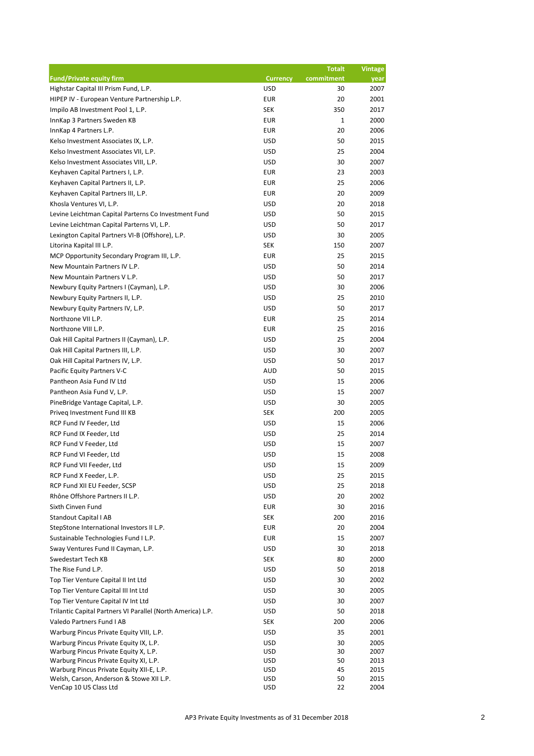| Fund/Private equity firm | Currency | Totalt commitment | Vintage year |
|---|---|---|---|
| Highstar Capital III Prism Fund, L.P. | USD | 30 | 2007 |
| HIPEP IV - European Venture Partnership L.P. | EUR | 20 | 2001 |
| Impilo AB Investment Pool 1, L.P. | SEK | 350 | 2017 |
| InnKap 3 Partners Sweden KB | EUR | 1 | 2000 |
| InnKap 4 Partners L.P. | EUR | 20 | 2006 |
| Kelso Investment Associates IX, L.P. | USD | 50 | 2015 |
| Kelso Investment Associates VII, L.P. | USD | 25 | 2004 |
| Kelso Investment Associates VIII, L.P. | USD | 30 | 2007 |
| Keyhaven Capital Partners I, L.P. | EUR | 23 | 2003 |
| Keyhaven Capital Partners II, L.P. | EUR | 25 | 2006 |
| Keyhaven Capital Partners III, L.P. | EUR | 20 | 2009 |
| Khosla Ventures VI, L.P. | USD | 20 | 2018 |
| Levine Leichtman Capital Parterns Co Investment Fund | USD | 50 | 2015 |
| Levine Leichtman Capital Parterns VI, L.P. | USD | 50 | 2017 |
| Lexington Capital Partners VI-B (Offshore), L.P. | USD | 30 | 2005 |
| Litorina Kapital III L.P. | SEK | 150 | 2007 |
| MCP Opportunity Secondary Program III, L.P. | EUR | 25 | 2015 |
| New Mountain Partners IV L.P. | USD | 50 | 2014 |
| New Mountain Partners V L.P. | USD | 50 | 2017 |
| Newbury Equity Partners I (Cayman), L.P. | USD | 30 | 2006 |
| Newbury Equity Partners II, L.P. | USD | 25 | 2010 |
| Newbury Equity Partners IV, L.P. | USD | 50 | 2017 |
| Northzone VII L.P. | EUR | 25 | 2014 |
| Northzone VIII L.P. | EUR | 25 | 2016 |
| Oak Hill Capital Partners II (Cayman), L.P. | USD | 25 | 2004 |
| Oak Hill Capital Partners III, L.P. | USD | 30 | 2007 |
| Oak Hill Capital Partners IV, L.P. | USD | 50 | 2017 |
| Pacific Equity Partners V-C | AUD | 50 | 2015 |
| Pantheon Asia Fund IV Ltd | USD | 15 | 2006 |
| Pantheon Asia Fund V, L.P. | USD | 15 | 2007 |
| PineBridge Vantage Capital, L.P. | USD | 30 | 2005 |
| Priveq Investment Fund III KB | SEK | 200 | 2005 |
| RCP Fund IV Feeder, Ltd | USD | 15 | 2006 |
| RCP Fund IX Feeder, Ltd | USD | 25 | 2014 |
| RCP Fund V Feeder, Ltd | USD | 15 | 2007 |
| RCP Fund VI Feeder, Ltd | USD | 15 | 2008 |
| RCP Fund VII Feeder, Ltd | USD | 15 | 2009 |
| RCP Fund X Feeder, L.P. | USD | 25 | 2015 |
| RCP Fund XII EU Feeder, SCSP | USD | 25 | 2018 |
| Rhône Offshore Partners II L.P. | USD | 20 | 2002 |
| Sixth Cinven Fund | EUR | 30 | 2016 |
| Standout Capital I AB | SEK | 200 | 2016 |
| StepStone International Investors II L.P. | EUR | 20 | 2004 |
| Sustainable Technologies Fund I L.P. | EUR | 15 | 2007 |
| Sway Ventures Fund II Cayman, L.P. | USD | 30 | 2018 |
| Swedestart Tech KB | SEK | 80 | 2000 |
| The Rise Fund L.P. | USD | 50 | 2018 |
| Top Tier Venture Capital II Int Ltd | USD | 30 | 2002 |
| Top Tier Venture Capital III Int Ltd | USD | 30 | 2005 |
| Top Tier Venture Capital IV Int Ltd | USD | 30 | 2007 |
| Trilantic Capital Partners VI Parallel (North America) L.P. | USD | 50 | 2018 |
| Valedo Partners Fund I AB | SEK | 200 | 2006 |
| Warburg Pincus Private Equity VIII, L.P. | USD | 35 | 2001 |
| Warburg Pincus Private Equity IX, L.P. | USD | 30 | 2005 |
| Warburg Pincus Private Equity X, L.P. | USD | 30 | 2007 |
| Warburg Pincus Private Equity XI, L.P. | USD | 50 | 2013 |
| Warburg Pincus Private Equity XII-E, L.P. | USD | 45 | 2015 |
| Welsh, Carson, Anderson & Stowe XII L.P. | USD | 50 | 2015 |
| VenCap 10 US Class Ltd | USD | 22 | 2004 |

AP3 Private Equity Investments as of 31 December 2018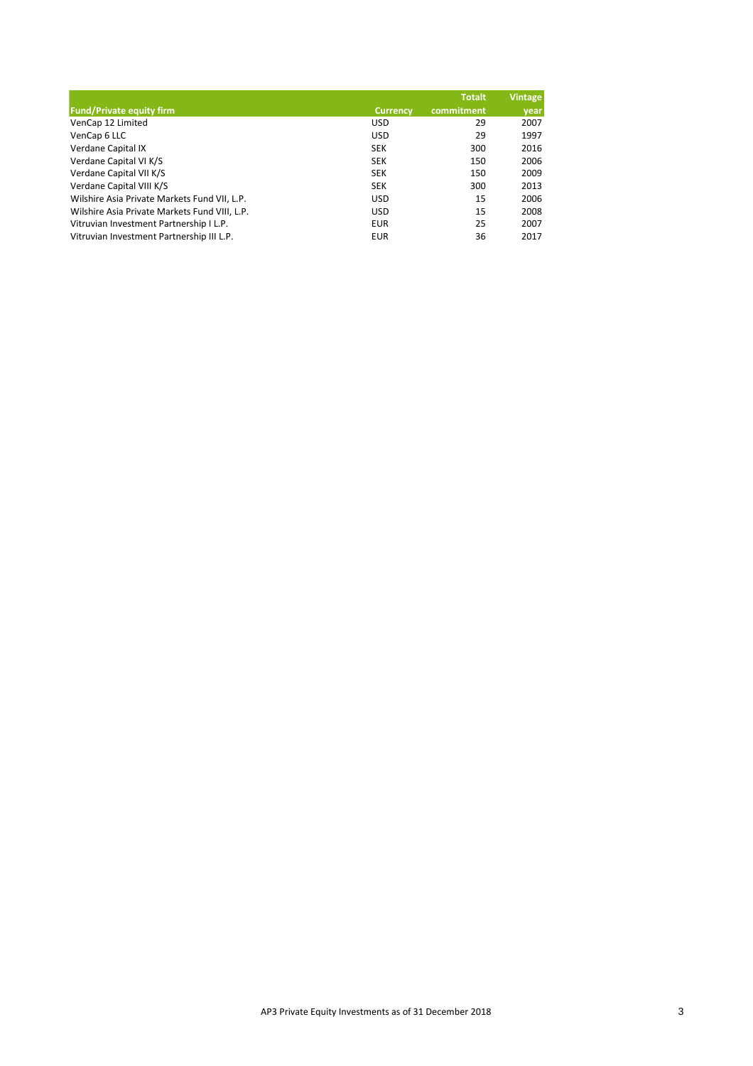| Fund/Private equity firm | Currency | Totalt commitment | Vintage year |
|---|---|---|---|
| VenCap 12 Limited | USD | 29 | 2007 |
| VenCap 6 LLC | USD | 29 | 1997 |
| Verdane Capital IX | SEK | 300 | 2016 |
| Verdane Capital VI K/S | SEK | 150 | 2006 |
| Verdane Capital VII K/S | SEK | 150 | 2009 |
| Verdane Capital VIII K/S | SEK | 300 | 2013 |
| Wilshire Asia Private Markets Fund VII, L.P. | USD | 15 | 2006 |
| Wilshire Asia Private Markets Fund VIII, L.P. | USD | 15 | 2008 |
| Vitruvian Investment Partnership I L.P. | EUR | 25 | 2007 |
| Vitruvian Investment Partnership III L.P. | EUR | 36 | 2017 |

AP3 Private Equity Investments as of 31 December 2018